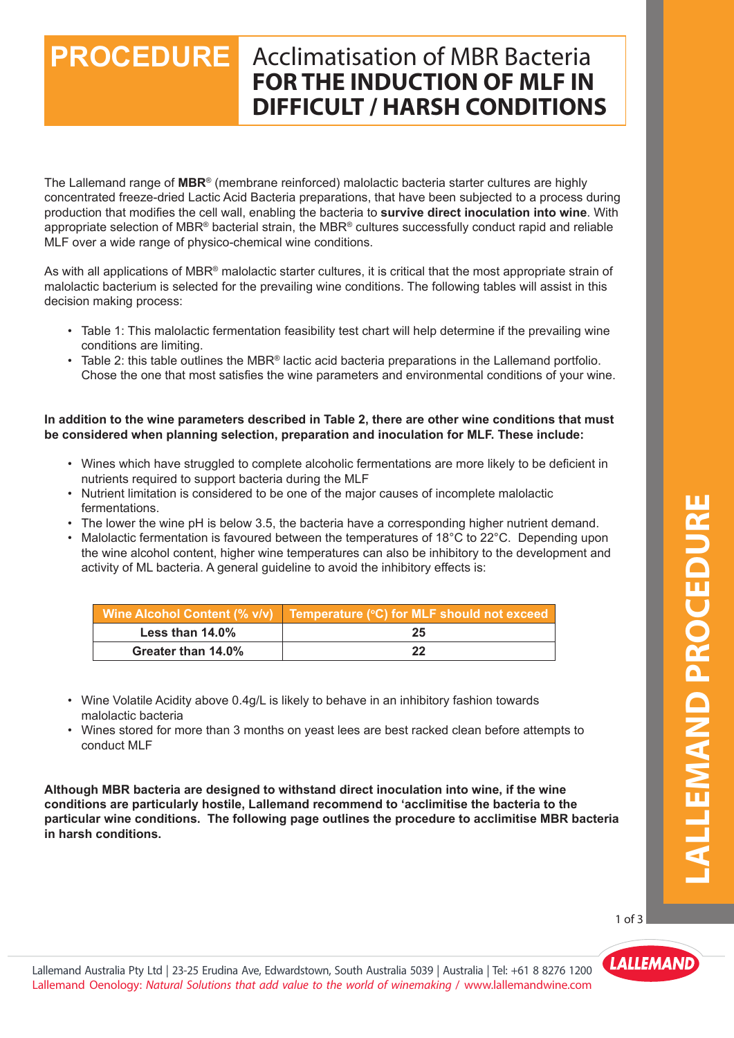# PROCEDURE Acclimatisation of MBR Bacteria FOR THE INDUCTION OF MLF IN DIFFICULT / HARSH CONDITIONS

The Lallemand range of **MBR**® (membrane reinforced) malolactic bacteria starter cultures are highly concentrated freeze-dried Lactic Acid Bacteria preparations, that have been subjected to a process during production that modifies the cell wall, enabling the bacteria to **survive direct inoculation into wine**. With appropriate selection of MBR® bacterial strain, the MBR® cultures successfully conduct rapid and reliable MLF over a wide range of physico-chemical wine conditions.

As with all applications of MBR® malolactic starter cultures, it is critical that the most appropriate strain of malolactic bacterium is selected for the prevailing wine conditions. The following tables will assist in this decision making process:

- Table 1: This malolactic fermentation feasibility test chart will help determine if the prevailing wine conditions are limiting.
- Table 2: this table outlines the MBR® lactic acid bacteria preparations in the Lallemand portfolio. Chose the one that most satisfies the wine parameters and environmental conditions of your wine.

**In addition to the wine parameters described in Table 2, there are other wine conditions that must be considered when planning selection, preparation and inoculation for MLF. These include:**

- Wines which have struggled to complete alcoholic fermentations are more likely to be deficient in nutrients required to support bacteria during the MLF
- Nutrient limitation is considered to be one of the major causes of incomplete malolactic fermentations.
- The lower the wine pH is below 3.5, the bacteria have a corresponding higher nutrient demand.
- Malolactic fermentation is favoured between the temperatures of 18°C to 22°C. Depending upon the wine alcohol content, higher wine temperatures can also be inhibitory to the development and activity of ML bacteria. A general guideline to avoid the inhibitory effects is:

| Wine Alcohol Content (% v/v) | Temperature (°C) for MLF should not exceed |
|---|---|
| **Less than 14.0%** | **25** |
| **Greater than 14.0%** | **22** |

- Wine Volatile Acidity above 0.4g/L is likely to behave in an inhibitory fashion towards malolactic bacteria
- Wines stored for more than 3 months on yeast lees are best racked clean before attempts to conduct MLF

**Although MBR bacteria are designed to withstand direct inoculation into wine, if the wine conditions are particularly hostile, Lallemand recommend to 'acclimitise the bacteria to the particular wine conditions. The following page outlines the procedure to acclimitise MBR bacteria in harsh conditions.**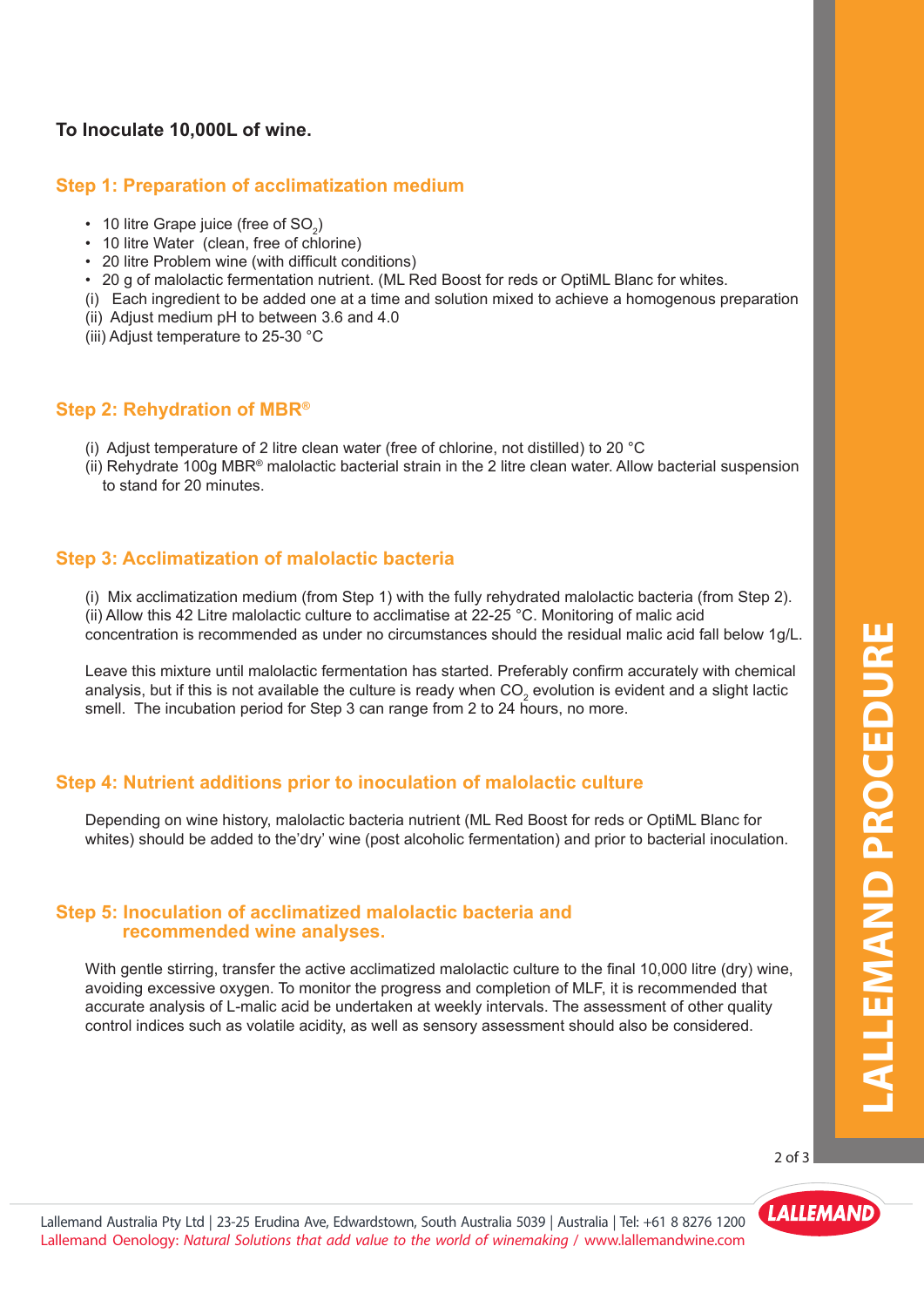**To Inoculate 10,000L of wine.**

## Step 1: Preparation of acclimatization medium

- 10 litre Grape juice (free of $SO_2$)
- 10 litre Water (clean, free of chlorine)
- 20 litre Problem wine (with difficult conditions)
- 20 g of malolactic fermentation nutrient. (ML Red Boost for reds or OptiML Blanc for whites.

(i) Each ingredient to be added one at a time and solution mixed to achieve a homogenous preparation
(ii) Adjust medium pH to between 3.6 and 4.0
(iii) Adjust temperature to 25-30 °C

## Step 2: Rehydration of MBR®

(i) Adjust temperature of 2 litre clean water (free of chlorine, not distilled) to 20 °C
(ii) Rehydrate 100g MBR® malolactic bacterial strain in the 2 litre clean water. Allow bacterial suspension to stand for 20 minutes.

## Step 3: Acclimatization of malolactic bacteria

(i) Mix acclimatization medium (from Step 1) with the fully rehydrated malolactic bacteria (from Step 2).
(ii) Allow this 42 Litre malolactic culture to acclimatise at 22-25 °C. Monitoring of malic acid concentration is recommended as under no circumstances should the residual malic acid fall below 1g/L.

Leave this mixture until malolactic fermentation has started. Preferably confirm accurately with chemical analysis, but if this is not available the culture is ready when $CO_2$ evolution is evident and a slight lactic smell. The incubation period for Step 3 can range from 2 to 24 hours, no more.

## Step 4: Nutrient additions prior to inoculation of malolactic culture

Depending on wine history, malolactic bacteria nutrient (ML Red Boost for reds or OptiML Blanc for whites) should be added to the'dry' wine (post alcoholic fermentation) and prior to bacterial inoculation.

## Step 5: Inoculation of acclimatized malolactic bacteria and recommended wine analyses.

With gentle stirring, transfer the active acclimatized malolactic culture to the final 10,000 litre (dry) wine, avoiding excessive oxygen. To monitor the progress and completion of MLF, it is recommended that accurate analysis of L-malic acid be undertaken at weekly intervals. The assessment of other quality control indices such as volatile acidity, as well as sensory assessment should also be considered.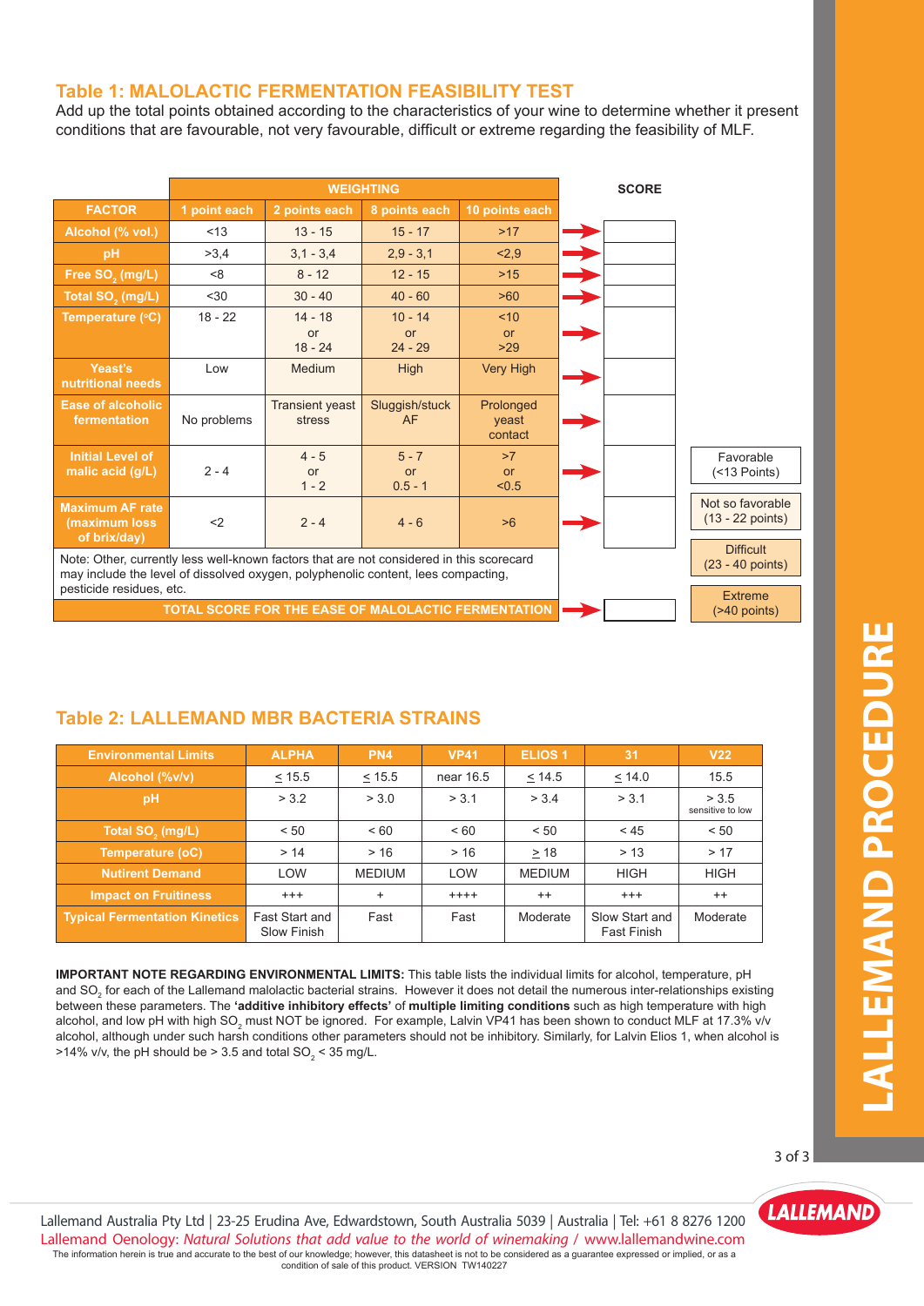## Table 1: MALOLACTIC FERMENTATION FEASIBILITY TEST

Add up the total points obtained according to the characteristics of your wine to determine whether it present conditions that are favourable, not very favourable, difficult or extreme regarding the feasibility of MLF.

| | WEIGHTING | | | | SCORE |
|---|---|---|---|---|---|
| FACTOR | 1 point each | 2 points each | 8 points each | 10 points each | |
| Alcohol (% vol.) | <13 | 13 - 15 | 15 - 17 | >17 | |
| pH | >3,4 | 3,1 - 3,4 | 2,9 - 3,1 | <2,9 | |
| Free $SO_2$ (mg/L) | <8 | 8 - 12 | 12 - 15 | >15 | |
| Total $SO_2$ (mg/L) | <30 | 30 - 40 | 40 - 60 | >60 | |
| Temperature (°C) | 18 - 22 | 14 - 18 or 18 - 24 | 10 - 14 or 24 - 29 | <10 or >29 | |
| Yeast's nutritional needs | Low | Medium | High | Very High | |
| Ease of alcoholic fermentation | No problems | Transient yeast stress | Sluggish/stuck AF | Prolonged yeast contact | |
| Initial Level of malic acid (g/L) | 2 - 4 | 4 - 5 or 1 - 2 | 5 - 7 or 0.5 - 1 | >7 or <0.5 | |
| Maximum AF rate (maximum loss of brix/day) | <2 | 2 - 4 | 4 - 6 | >6 | |
| TOTAL SCORE FOR THE EASE OF MALOLACTIC FERMENTATION | | | | | |

Note: Other, currently less well-known factors that are not considered in this scorecard may include the level of dissolved oxygen, polyphenolic content, lees compacting, pesticide residues, etc.

- Favorable (<13 Points)
- Not so favorable (13 - 22 points)
- Difficult (23 - 40 points)
- Extreme (>40 points)

## Table 2: LALLEMAND MBR BACTERIA STRAINS

| Environmental Limits | ALPHA | PN4 | VP41 | ELIOS 1 | 31 | V22 |
|---|---|---|---|---|---|---|
| Alcohol (%v/v) | ≤ 15.5 | ≤ 15.5 | near 16.5 | ≤ 14.5 | ≤ 14.0 | 15.5 |
| pH | > 3.2 | > 3.0 | > 3.1 | > 3.4 | > 3.1 | > 3.5 sensitive to low |
| Total $SO_2$ (mg/L) | < 50 | < 60 | < 60 | < 50 | < 45 | < 50 |
| Temperature (oC) | > 14 | > 16 | > 16 | ≥ 18 | > 13 | > 17 |
| Nutrient Demand | LOW | MEDIUM | LOW | MEDIUM | HIGH | HIGH |
| Impact on Fruitiness | +++ | + | ++++ | ++ | +++ | ++ |
| Typical Fermentation Kinetics | Fast Start and Slow Finish | Fast | Fast | Moderate | Slow Start and Fast Finish | Moderate |

**IMPORTANT NOTE REGARDING ENVIRONMENTAL LIMITS:** This table lists the individual limits for alcohol, temperature, pH and $SO_2$ for each of the Lallemand malolactic bacterial strains. However it does not detail the numerous inter-relationships existing between these parameters. The **'additive inhibitory effects'** of **multiple limiting conditions** such as high temperature with high alcohol, and low pH with high $SO_2$ must NOT be ignored. For example, Lalvin VP41 has been shown to conduct MLF at 17.3% v/v alcohol, although under such harsh conditions other parameters should not be inhibitory. Similarly, for Lalvin Elios 1, when alcohol is >14% v/v, the pH should be > 3.5 and total $SO_2$ < 35 mg/L.

LALLEMAND PROCEDURE

Lallemand Australia Pty Ltd | 23-25 Erudina Ave, Edwardstown, South Australia 5039 | Australia | Tel: +61 8 8276 1200
Lallemand Oenology: *Natural Solutions that add value to the world of winemaking* / www.lallemandwine.com
The information herein is true and accurate to the best of our knowledge; however, this datasheet is not to be considered as a guarantee expressed or implied, or as a condition of sale of this product. VERSION TW140227